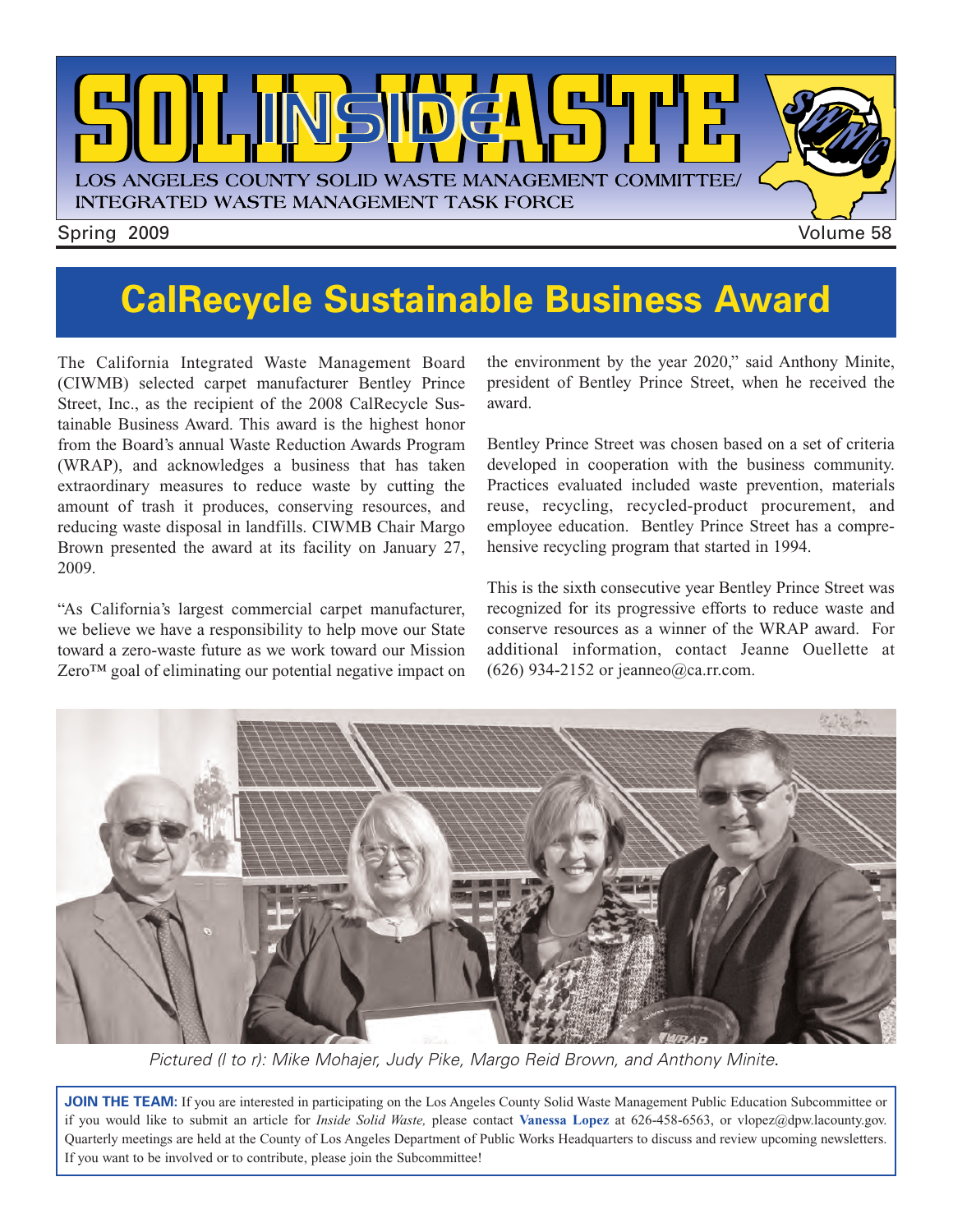# INSIDE SOLID WASTE

LOS ANGELES COUNTY SOLID WASTE MANAGEMENT COMMITTEE/ INTEGRATED WASTE MANAGEMENT TASK FORCE

Spring 2009 Volume 58

## CalRecycle Sustainable Business Award

The California Integrated Waste Management Board (CIWMB) selected carpet manufacturer Bentley Prince Street, Inc., as the recipient of the 2008 CalRecycle Sustainable Business Award. This award is the highest honor from the Board's annual Waste Reduction Awards Program (WRAP), and acknowledges a business that has taken extraordinary measures to reduce waste by cutting the amount of trash it produces, conserving resources, and reducing waste disposal in landfills. CIWMB Chair Margo Brown presented the award at its facility on January 27, 2009.

"As California's largest commercial carpet manufacturer, we believe we have a responsibility to help move our State toward a zero-waste future as we work toward our Mission Zero™ goal of eliminating our potential negative impact on the environment by the year 2020," said Anthony Minite, president of Bentley Prince Street, when he received the award.

Bentley Prince Street was chosen based on a set of criteria developed in cooperation with the business community. Practices evaluated included waste prevention, materials reuse, recycling, recycled-product procurement, and employee education. Bentley Prince Street has a comprehensive recycling program that started in 1994.

This is the sixth consecutive year Bentley Prince Street was recognized for its progressive efforts to reduce waste and conserve resources as a winner of the WRAP award. For additional information, contact Jeanne Ouellette at (626) 934-2152 or jeanneo@ca.rr.com.

*Pictured (l to r): Mike Mohajer, Judy Pike, Margo Reid Brown, and Anthony Minite.*

**JOIN THE TEAM:** If you are interested in participating on the Los Angeles County Solid Waste Management Public Education Subcommittee or if you would like to submit an article for *Inside Solid Waste,* please contact **Vanessa Lopez** at 626-458-6563, or vlopez@dpw.lacounty.gov. Quarterly meetings are held at the County of Los Angeles Department of Public Works Headquarters to discuss and review upcoming newsletters. If you want to be involved or to contribute, please join the Subcommittee!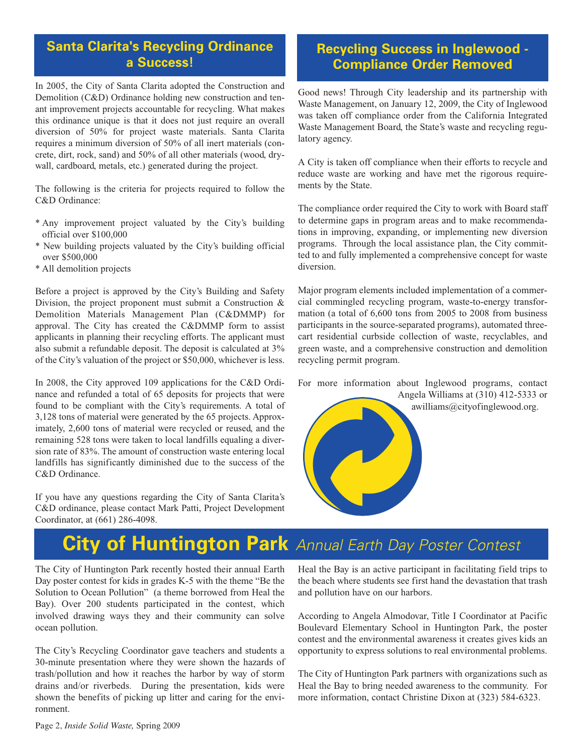## Santa Clarita's Recycling Ordinance a Success!

In 2005, the City of Santa Clarita adopted the Construction and Demolition (C&D) Ordinance holding new construction and tenant improvement projects accountable for recycling. What makes this ordinance unique is that it does not just require an overall diversion of 50% for project waste materials. Santa Clarita requires a minimum diversion of 50% of all inert materials (concrete, dirt, rock, sand) and 50% of all other materials (wood, drywall, cardboard, metals, etc.) generated during the project.

The following is the criteria for projects required to follow the C&D Ordinance:

* Any improvement project valuated by the City's building official over $100,000
* New building projects valuated by the City's building official over $500,000
* All demolition projects

Before a project is approved by the City's Building and Safety Division, the project proponent must submit a Construction & Demolition Materials Management Plan (C&DMMP) for approval. The City has created the C&DMMP form to assist applicants in planning their recycling efforts. The applicant must also submit a refundable deposit. The deposit is calculated at 3% of the City's valuation of the project or $50,000, whichever is less.

In 2008, the City approved 109 applications for the C&D Ordinance and refunded a total of 65 deposits for projects that were found to be compliant with the City's requirements. A total of 3,128 tons of material were generated by the 65 projects. Approximately, 2,600 tons of material were recycled or reused, and the remaining 528 tons were taken to local landfills equaling a diversion rate of 83%. The amount of construction waste entering local landfills has significantly diminished due to the success of the C&D Ordinance.

If you have any questions regarding the City of Santa Clarita's C&D ordinance, please contact Mark Patti, Project Development Coordinator, at (661) 286-4098.

## Recycling Success in Inglewood - Compliance Order Removed

Good news! Through City leadership and its partnership with Waste Management, on January 12, 2009, the City of Inglewood was taken off compliance order from the California Integrated Waste Management Board, the State's waste and recycling regulatory agency.

A City is taken off compliance when their efforts to recycle and reduce waste are working and have met the rigorous requirements by the State.

The compliance order required the City to work with Board staff to determine gaps in program areas and to make recommendations in improving, expanding, or implementing new diversion programs. Through the local assistance plan, the City committed to and fully implemented a comprehensive concept for waste diversion.

Major program elements included implementation of a commercial commingled recycling program, waste-to-energy transformation (a total of 6,600 tons from 2005 to 2008 from business participants in the source-separated programs), automated three-cart residential curbside collection of waste, recyclables, and green waste, and a comprehensive construction and demolition recycling permit program.

For more information about Inglewood programs, contact Angela Williams at (310) 412-5333 or awilliams@cityofinglewood.org.

# City of Huntington Park *Annual Earth Day Poster Contest*

The City of Huntington Park recently hosted their annual Earth Day poster contest for kids in grades K-5 with the theme "Be the Solution to Ocean Pollution" (a theme borrowed from Heal the Bay). Over 200 students participated in the contest, which involved drawing ways they and their community can solve ocean pollution.

The City's Recycling Coordinator gave teachers and students a 30-minute presentation where they were shown the hazards of trash/pollution and how it reaches the harbor by way of storm drains and/or riverbeds. During the presentation, kids were shown the benefits of picking up litter and caring for the environment.

Heal the Bay is an active participant in facilitating field trips to the beach where students see first hand the devastation that trash and pollution have on our harbors.

According to Angela Almodovar, Title I Coordinator at Pacific Boulevard Elementary School in Huntington Park, the poster contest and the environmental awareness it creates gives kids an opportunity to express solutions to real environmental problems.

The City of Huntington Park partners with organizations such as Heal the Bay to bring needed awareness to the community. For more information, contact Christine Dixon at (323) 584-6323.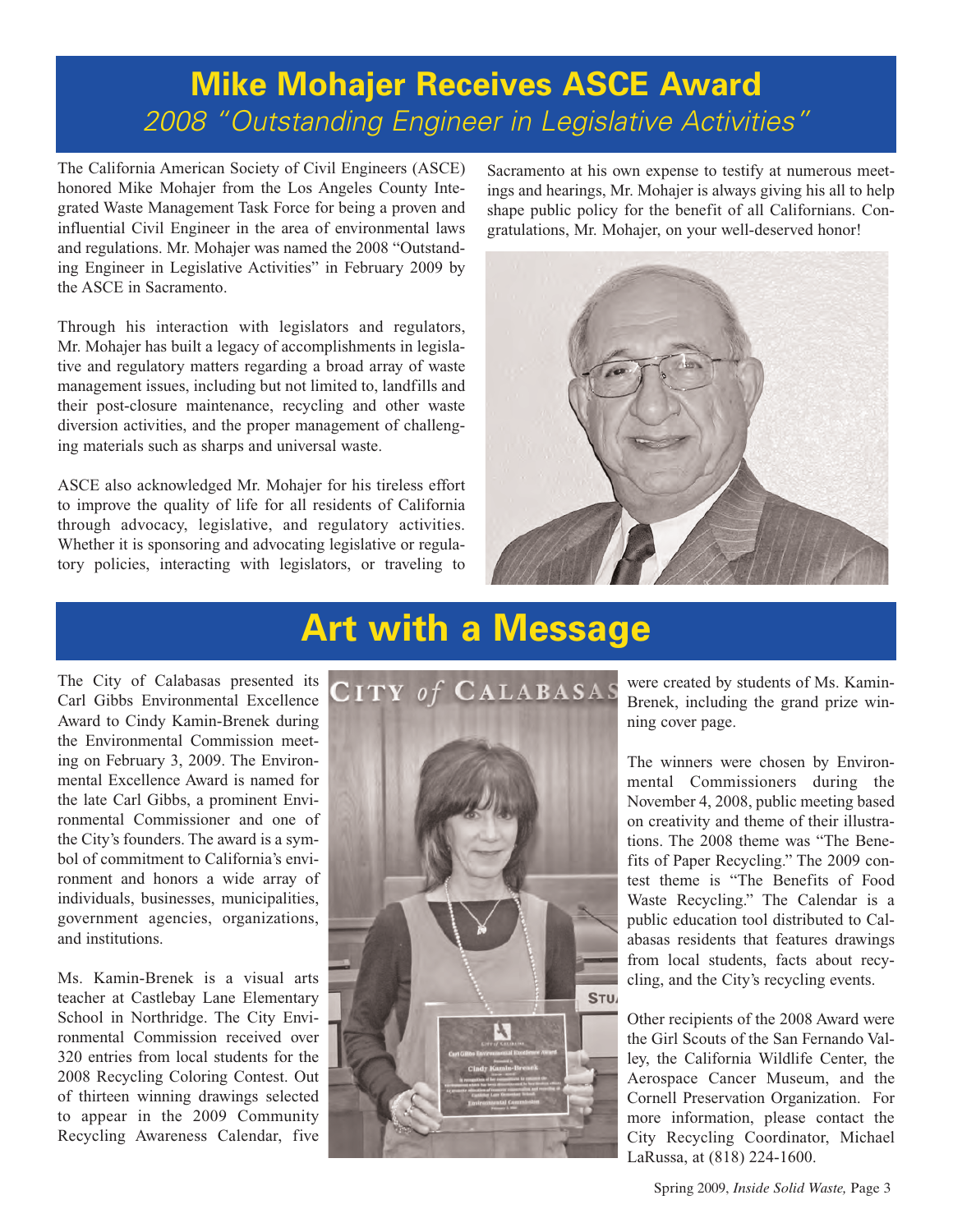# Mike Mohajer Receives ASCE Award

## *2008 "Outstanding Engineer in Legislative Activities"*

The California American Society of Civil Engineers (ASCE) honored Mike Mohajer from the Los Angeles County Integrated Waste Management Task Force for being a proven and influential Civil Engineer in the area of environmental laws and regulations. Mr. Mohajer was named the 2008 "Outstanding Engineer in Legislative Activities" in February 2009 by the ASCE in Sacramento.

Through his interaction with legislators and regulators, Mr. Mohajer has built a legacy of accomplishments in legislative and regulatory matters regarding a broad array of waste management issues, including but not limited to, landfills and their post-closure maintenance, recycling and other waste diversion activities, and the proper management of challenging materials such as sharps and universal waste.

ASCE also acknowledged Mr. Mohajer for his tireless effort to improve the quality of life for all residents of California through advocacy, legislative, and regulatory activities. Whether it is sponsoring and advocating legislative or regulatory policies, interacting with legislators, or traveling to Sacramento at his own expense to testify at numerous meetings and hearings, Mr. Mohajer is always giving his all to help shape public policy for the benefit of all Californians. Congratulations, Mr. Mohajer, on your well-deserved honor!

# Art with a Message

The City of Calabasas presented its Carl Gibbs Environmental Excellence Award to Cindy Kamin-Brenek during the Environmental Commission meeting on February 3, 2009. The Environmental Excellence Award is named for the late Carl Gibbs, a prominent Environmental Commissioner and one of the City's founders. The award is a symbol of commitment to California's environment and honors a wide array of individuals, businesses, municipalities, government agencies, organizations, and institutions.

Ms. Kamin-Brenek is a visual arts teacher at Castlebay Lane Elementary School in Northridge. The City Environmental Commission received over 320 entries from local students for the 2008 Recycling Coloring Contest. Out of thirteen winning drawings selected to appear in the 2009 Community Recycling Awareness Calendar, five were created by students of Ms. Kamin-Brenek, including the grand prize winning cover page.

The winners were chosen by Environmental Commissioners during the November 4, 2008, public meeting based on creativity and theme of their illustrations. The 2008 theme was "The Benefits of Paper Recycling." The 2009 contest theme is "The Benefits of Food Waste Recycling." The Calendar is a public education tool distributed to Calabasas residents that features drawings from local students, facts about recycling, and the City's recycling events.

Other recipients of the 2008 Award were the Girl Scouts of the San Fernando Valley, the California Wildlife Center, the Aerospace Cancer Museum, and the Cornell Preservation Organization. For more information, please contact the City Recycling Coordinator, Michael LaRussa, at (818) 224-1600.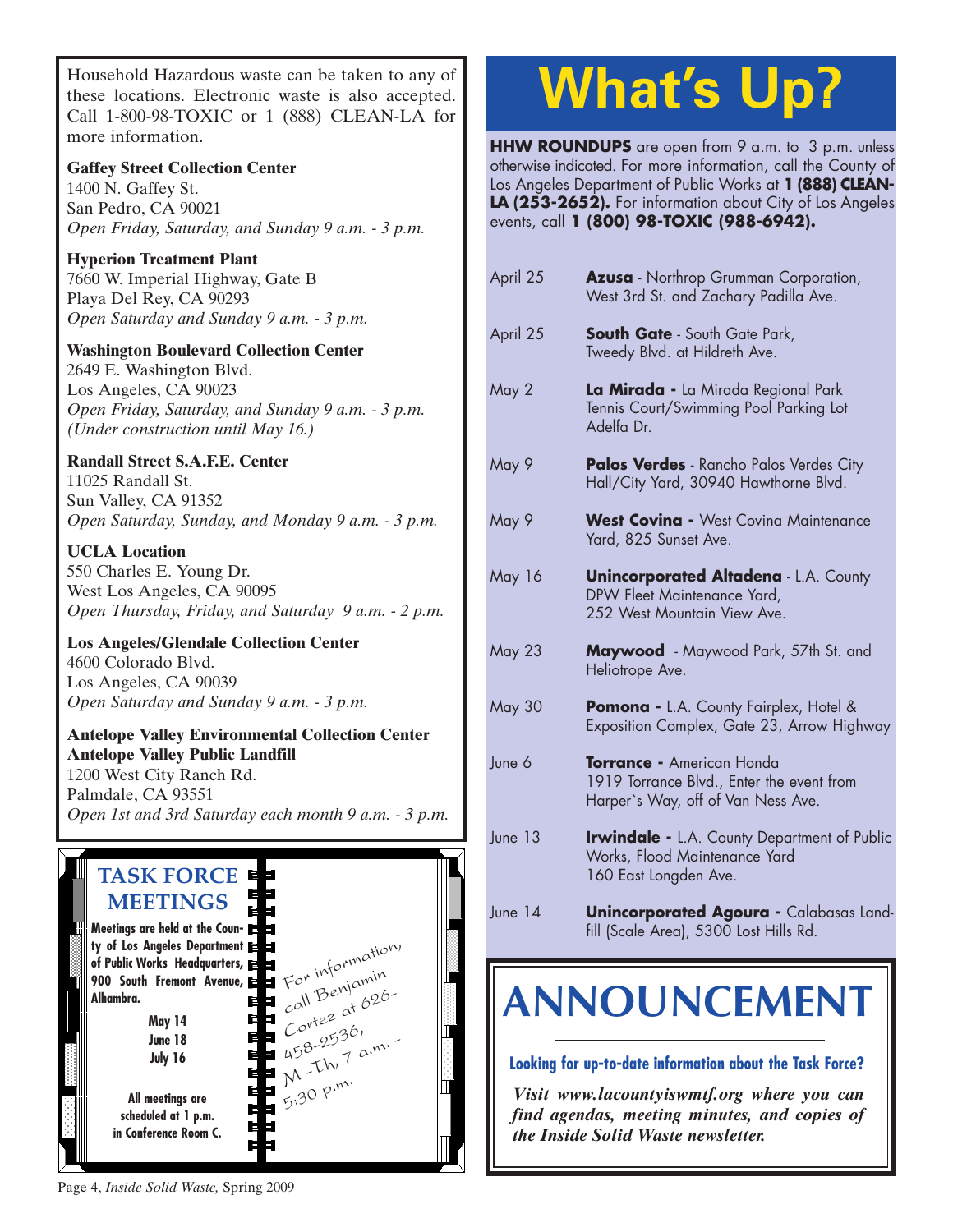Household Hazardous waste can be taken to any of these locations. Electronic waste is also accepted. Call 1-800-98-TOXIC or 1 (888) CLEAN-LA for more information.

**Gaffey Street Collection Center**
1400 N. Gaffey St.
San Pedro, CA 90021
*Open Friday, Saturday, and Sunday 9 a.m. - 3 p.m.*

**Hyperion Treatment Plant**
7660 W. Imperial Highway, Gate B
Playa Del Rey, CA 90293
*Open Saturday and Sunday 9 a.m. - 3 p.m.*

**Washington Boulevard Collection Center**
2649 E. Washington Blvd.
Los Angeles, CA 90023
*Open Friday, Saturday, and Sunday 9 a.m. - 3 p.m.*
*(Under construction until May 16.)*

**Randall Street S.A.F.E. Center**
11025 Randall St.
Sun Valley, CA 91352
*Open Saturday, Sunday, and Monday 9 a.m. - 3 p.m.*

**UCLA Location**
550 Charles E. Young Dr.
West Los Angeles, CA 90095
*Open Thursday, Friday, and Saturday 9 a.m. - 2 p.m.*

**Los Angeles/Glendale Collection Center**
4600 Colorado Blvd.
Los Angeles, CA 90039
*Open Saturday and Sunday 9 a.m. - 3 p.m.*

**Antelope Valley Environmental Collection Center**
**Antelope Valley Public Landfill**
1200 West City Ranch Rd.
Palmdale, CA 93551
*Open 1st and 3rd Saturday each month 9 a.m. - 3 p.m.*

## TASK FORCE MEETINGS

**Meetings are held at the County of Los Angeles Department of Public Works Headquarters, 900 South Fremont Avenue, Alhambra.**

**May 14**
**June 18**
**July 16**

**All meetings are scheduled at 1 p.m. in Conference Room C.**

For information, call Benjamin Cortez at 626-458-2536, M -Th, 7 a.m. - 5:30 p.m.

# What's Up?

**HHW ROUNDUPS** are open from 9 a.m. to 3 p.m. unless otherwise indicated. For more information, call the County of Los Angeles Department of Public Works at **1 (888) CLEAN-LA (253-2652).** For information about City of Los Angeles events, call **1 (800) 98-TOXIC (988-6942).**

| | |
|---|---|
| April 25 | **Azusa** - Northrop Grumman Corporation, West 3rd St. and Zachary Padilla Ave. |
| April 25 | **South Gate** - South Gate Park, Tweedy Blvd. at Hildreth Ave. |
| May 2 | **La Mirada -** La Mirada Regional Park Tennis Court/Swimming Pool Parking Lot Adelfa Dr. |
| May 9 | **Palos Verdes** - Rancho Palos Verdes City Hall/City Yard, 30940 Hawthorne Blvd. |
| May 9 | **West Covina -** West Covina Maintenance Yard, 825 Sunset Ave. |
| May 16 | **Unincorporated Altadena** - L.A. County DPW Fleet Maintenance Yard, 252 West Mountain View Ave. |
| May 23 | **Maywood** - Maywood Park, 57th St. and Heliotrope Ave. |
| May 30 | **Pomona -** L.A. County Fairplex, Hotel & Exposition Complex, Gate 23, Arrow Highway |
| June 6 | **Torrance -** American Honda 1919 Torrance Blvd., Enter the event from Harper`s Way, off of Van Ness Ave. |
| June 13 | **Irwindale -** L.A. County Department of Public Works, Flood Maintenance Yard 160 East Longden Ave. |
| June 14 | **Unincorporated Agoura -** Calabasas Landfill (Scale Area), 5300 Lost Hills Rd. |

# ANNOUNCEMENT

**Looking for up-to-date information about the Task Force?**

***Visit www.lacountyiswmtf.org where you can find agendas, meeting minutes, and copies of the Inside Solid Waste newsletter.***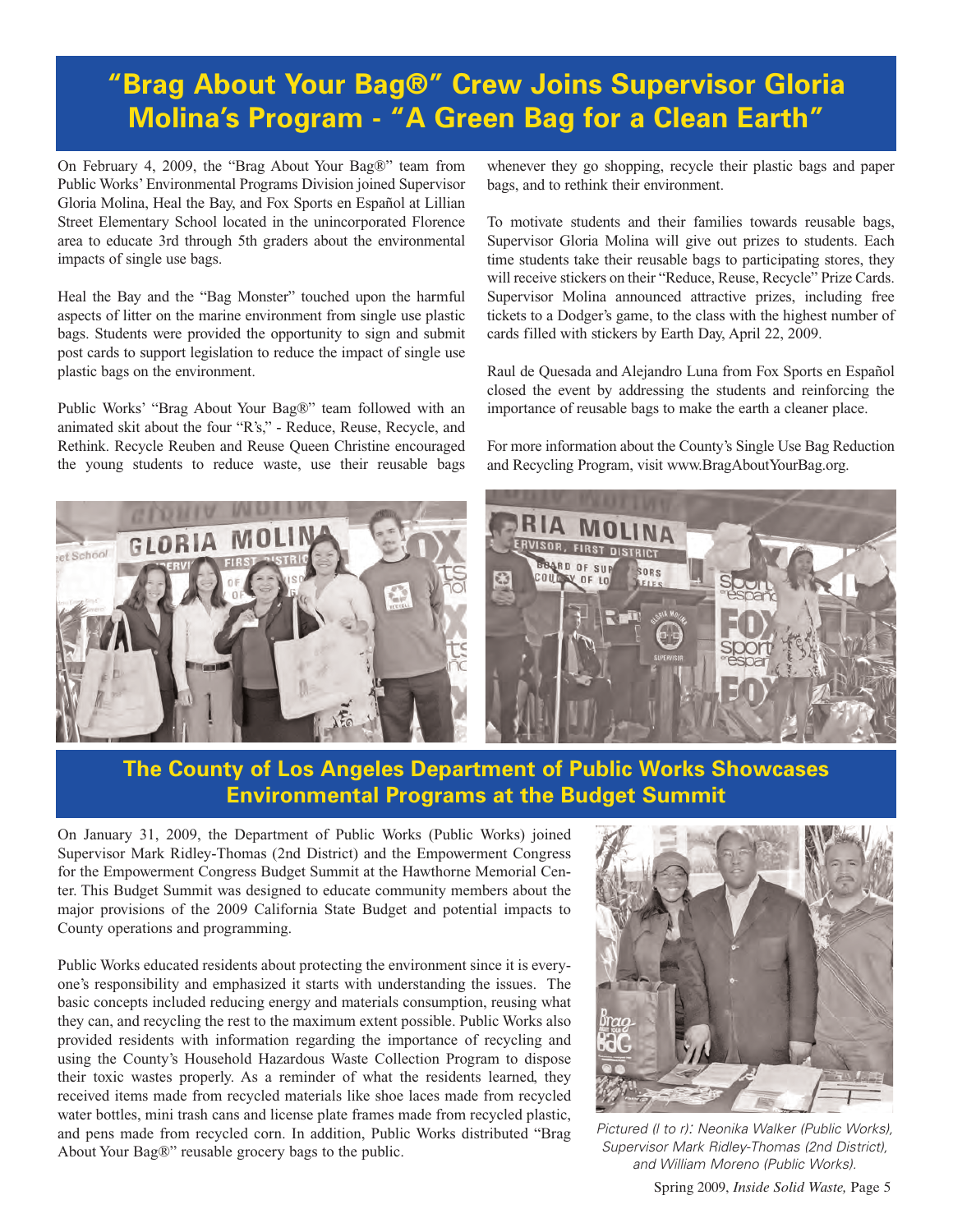## "Brag About Your Bag®" Crew Joins Supervisor Gloria Molina's Program - "A Green Bag for a Clean Earth"

On February 4, 2009, the "Brag About Your Bag®" team from Public Works' Environmental Programs Division joined Supervisor Gloria Molina, Heal the Bay, and Fox Sports en Español at Lillian Street Elementary School located in the unincorporated Florence area to educate 3rd through 5th graders about the environmental impacts of single use bags.

Heal the Bay and the "Bag Monster" touched upon the harmful aspects of litter on the marine environment from single use plastic bags. Students were provided the opportunity to sign and submit post cards to support legislation to reduce the impact of single use plastic bags on the environment.

Public Works' "Brag About Your Bag®" team followed with an animated skit about the four "R's," - Reduce, Reuse, Recycle, and Rethink. Recycle Reuben and Reuse Queen Christine encouraged the young students to reduce waste, use their reusable bags whenever they go shopping, recycle their plastic bags and paper bags, and to rethink their environment.

To motivate students and their families towards reusable bags, Supervisor Gloria Molina will give out prizes to students. Each time students take their reusable bags to participating stores, they will receive stickers on their "Reduce, Reuse, Recycle" Prize Cards. Supervisor Molina announced attractive prizes, including free tickets to a Dodger's game, to the class with the highest number of cards filled with stickers by Earth Day, April 22, 2009.

Raul de Quesada and Alejandro Luna from Fox Sports en Español closed the event by addressing the students and reinforcing the importance of reusable bags to make the earth a cleaner place.

For more information about the County's Single Use Bag Reduction and Recycling Program, visit www.BragAboutYourBag.org.

## The County of Los Angeles Department of Public Works Showcases Environmental Programs at the Budget Summit

On January 31, 2009, the Department of Public Works (Public Works) joined Supervisor Mark Ridley-Thomas (2nd District) and the Empowerment Congress for the Empowerment Congress Budget Summit at the Hawthorne Memorial Center. This Budget Summit was designed to educate community members about the major provisions of the 2009 California State Budget and potential impacts to County operations and programming.

Public Works educated residents about protecting the environment since it is everyone's responsibility and emphasized it starts with understanding the issues. The basic concepts included reducing energy and materials consumption, reusing what they can, and recycling the rest to the maximum extent possible. Public Works also provided residents with information regarding the importance of recycling and using the County's Household Hazardous Waste Collection Program to dispose their toxic wastes properly. As a reminder of what the residents learned, they received items made from recycled materials like shoe laces made from recycled water bottles, mini trash cans and license plate frames made from recycled plastic, and pens made from recycled corn. In addition, Public Works distributed "Brag About Your Bag®" reusable grocery bags to the public.

*Pictured (l to r): Neonika Walker (Public Works), Supervisor Mark Ridley-Thomas (2nd District), and William Moreno (Public Works).*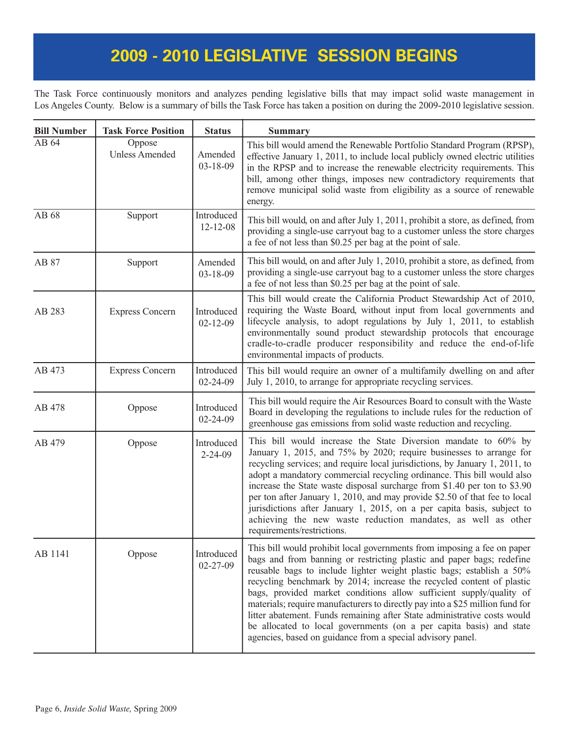# 2009 - 2010 LEGISLATIVE SESSION BEGINS

The Task Force continuously monitors and analyzes pending legislative bills that may impact solid waste management in Los Angeles County. Below is a summary of bills the Task Force has taken a position on during the 2009-2010 legislative session.

| Bill Number | Task Force Position | Status | Summary |
|---|---|---|---|
| AB 64 | Oppose Unless Amended | Amended 03-18-09 | This bill would amend the Renewable Portfolio Standard Program (RPSP), effective January 1, 2011, to include local publicly owned electric utilities in the RPSP and to increase the renewable electricity requirements. This bill, among other things, imposes new contradictory requirements that remove municipal solid waste from eligibility as a source of renewable energy. |
| AB 68 | Support | Introduced 12-12-08 | This bill would, on and after July 1, 2011, prohibit a store, as defined, from providing a single-use carryout bag to a customer unless the store charges a fee of not less than $0.25 per bag at the point of sale. |
| AB 87 | Support | Amended 03-18-09 | This bill would, on and after July 1, 2010, prohibit a store, as defined, from providing a single-use carryout bag to a customer unless the store charges a fee of not less than $0.25 per bag at the point of sale. |
| AB 283 | Express Concern | Introduced 02-12-09 | This bill would create the California Product Stewardship Act of 2010, requiring the Waste Board, without input from local governments and lifecycle analysis, to adopt regulations by July 1, 2011, to establish environmentally sound product stewardship protocols that encourage cradle-to-cradle producer responsibility and reduce the end-of-life environmental impacts of products. |
| AB 473 | Express Concern | Introduced 02-24-09 | This bill would require an owner of a multifamily dwelling on and after July 1, 2010, to arrange for appropriate recycling services. |
| AB 478 | Oppose | Introduced 02-24-09 | This bill would require the Air Resources Board to consult with the Waste Board in developing the regulations to include rules for the reduction of greenhouse gas emissions from solid waste reduction and recycling. |
| AB 479 | Oppose | Introduced 2-24-09 | This bill would increase the State Diversion mandate to 60% by January 1, 2015, and 75% by 2020; require businesses to arrange for recycling services; and require local jurisdictions, by January 1, 2011, to adopt a mandatory commercial recycling ordinance. This bill would also increase the State waste disposal surcharge from $1.40 per ton to $3.90 per ton after January 1, 2010, and may provide $2.50 of that fee to local jurisdictions after January 1, 2015, on a per capita basis, subject to achieving the new waste reduction mandates, as well as other requirements/restrictions. |
| AB 1141 | Oppose | Introduced 02-27-09 | This bill would prohibit local governments from imposing a fee on paper bags and from banning or restricting plastic and paper bags; redefine reusable bags to include lighter weight plastic bags; establish a 50% recycling benchmark by 2014; increase the recycled content of plastic bags, provided market conditions allow sufficient supply/quality of materials; require manufacturers to directly pay into a $25 million fund for litter abatement. Funds remaining after State administrative costs would be allocated to local governments (on a per capita basis) and state agencies, based on guidance from a special advisory panel. |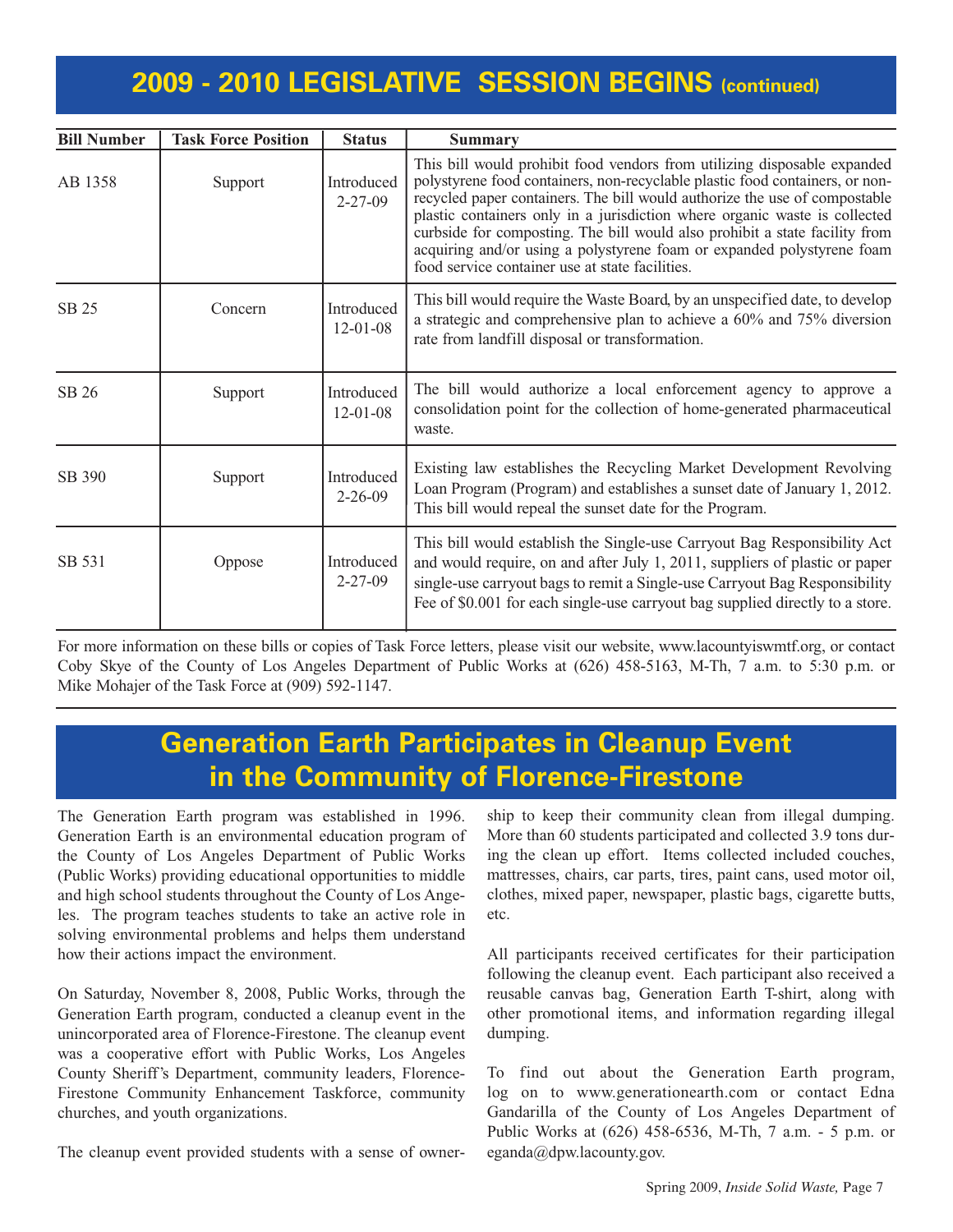# 2009 - 2010 LEGISLATIVE SESSION BEGINS (continued)

| Bill Number | Task Force Position | Status | Summary |
|---|---|---|---|
| AB 1358 | Support | Introduced 2-27-09 | This bill would prohibit food vendors from utilizing disposable expanded polystyrene food containers, non-recyclable plastic food containers, or non-recycled paper containers. The bill would authorize the use of compostable plastic containers only in a jurisdiction where organic waste is collected curbside for composting. The bill would also prohibit a state facility from acquiring and/or using a polystyrene foam or expanded polystyrene foam food service container use at state facilities. |
| SB 25 | Concern | Introduced 12-01-08 | This bill would require the Waste Board, by an unspecified date, to develop a strategic and comprehensive plan to achieve a 60% and 75% diversion rate from landfill disposal or transformation. |
| SB 26 | Support | Introduced 12-01-08 | The bill would authorize a local enforcement agency to approve a consolidation point for the collection of home-generated pharmaceutical waste. |
| SB 390 | Support | Introduced 2-26-09 | Existing law establishes the Recycling Market Development Revolving Loan Program (Program) and establishes a sunset date of January 1, 2012. This bill would repeal the sunset date for the Program. |
| SB 531 | Oppose | Introduced 2-27-09 | This bill would establish the Single-use Carryout Bag Responsibility Act and would require, on and after July 1, 2011, suppliers of plastic or paper single-use carryout bags to remit a Single-use Carryout Bag Responsibility Fee of $0.001 for each single-use carryout bag supplied directly to a store. |

For more information on these bills or copies of Task Force letters, please visit our website, www.lacountyiswmtf.org, or contact Coby Skye of the County of Los Angeles Department of Public Works at (626) 458-5163, M-Th, 7 a.m. to 5:30 p.m. or Mike Mohajer of the Task Force at (909) 592-1147.

# Generation Earth Participates in Cleanup Event in the Community of Florence-Firestone

The Generation Earth program was established in 1996. Generation Earth is an environmental education program of the County of Los Angeles Department of Public Works (Public Works) providing educational opportunities to middle and high school students throughout the County of Los Angeles. The program teaches students to take an active role in solving environmental problems and helps them understand how their actions impact the environment.

On Saturday, November 8, 2008, Public Works, through the Generation Earth program, conducted a cleanup event in the unincorporated area of Florence-Firestone. The cleanup event was a cooperative effort with Public Works, Los Angeles County Sheriff's Department, community leaders, Florence-Firestone Community Enhancement Taskforce, community churches, and youth organizations.

The cleanup event provided students with a sense of ownership to keep their community clean from illegal dumping. More than 60 students participated and collected 3.9 tons during the clean up effort. Items collected included couches, mattresses, chairs, car parts, tires, paint cans, used motor oil, clothes, mixed paper, newspaper, plastic bags, cigarette butts, etc.

All participants received certificates for their participation following the cleanup event. Each participant also received a reusable canvas bag, Generation Earth T-shirt, along with other promotional items, and information regarding illegal dumping.

To find out about the Generation Earth program, log on to www.generationearth.com or contact Edna Gandarilla of the County of Los Angeles Department of Public Works at (626) 458-6536, M-Th, 7 a.m. - 5 p.m. or eganda@dpw.lacounty.gov.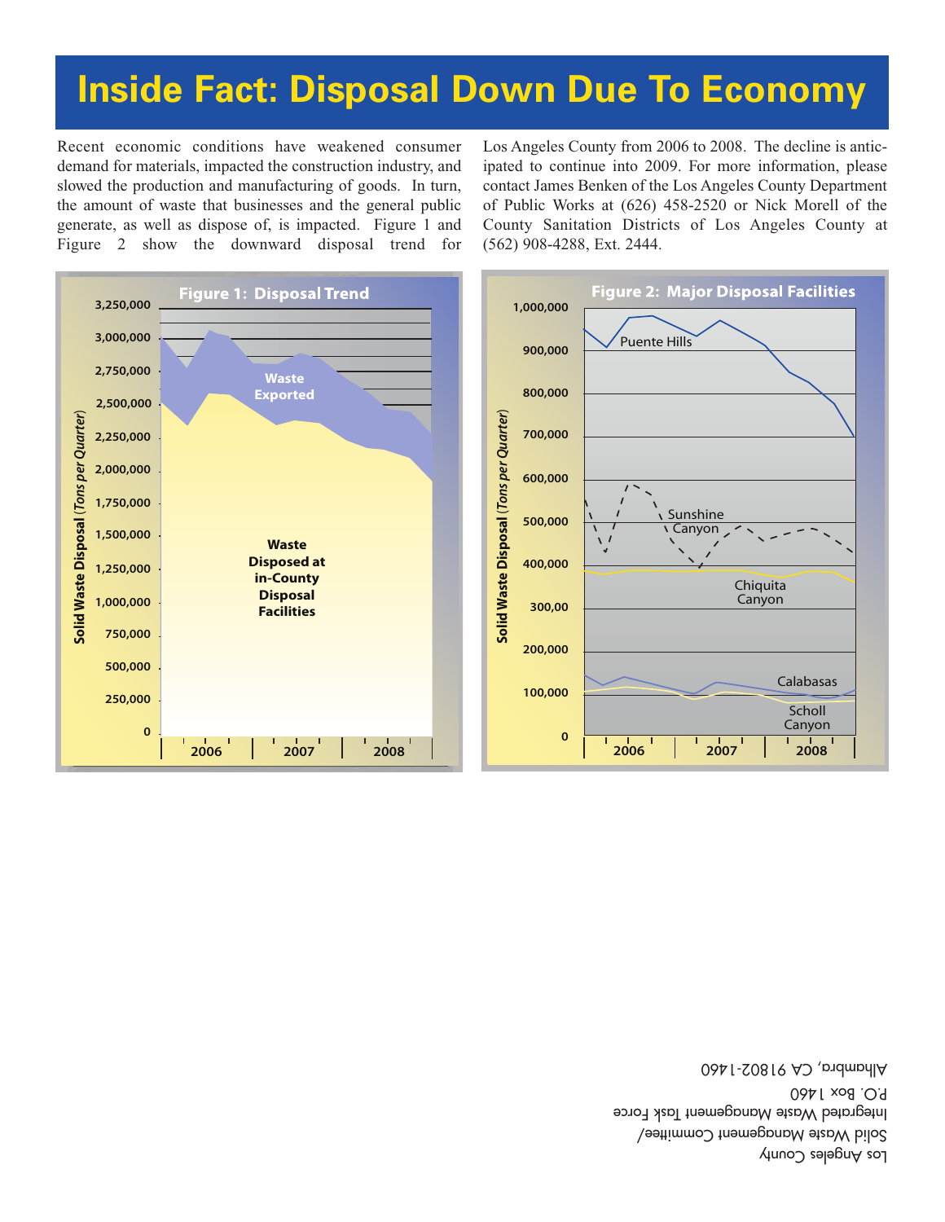# Inside Fact: Disposal Down Due To Economy

Recent economic conditions have weakened consumer demand for materials, impacted the construction industry, and slowed the production and manufacturing of goods. In turn, the amount of waste that businesses and the general public generate, as well as dispose of, is impacted. Figure 1 and Figure 2 show the downward disposal trend for Los Angeles County from 2006 to 2008. The decline is anticipated to continue into 2009. For more information, please contact James Benken of the Los Angeles County Department of Public Works at (626) 458-2520 or Nick Morell of the County Sanitation Districts of Los Angeles County at (562) 908-4288, Ext. 2444.

**Figure 1: Disposal Trend**

Solid Waste Disposal (Tons per Quarter)

3,250,000
3,000,000
2,750,000
2,500,000
2,250,000
2,000,000
1,750,000
1,500,000
1,250,000
1,000,000
750,000
500,000
250,000
0

Waste Exported

Waste Disposed at in-County Disposal Facilities

2006
2007
2008

**Figure 2: Major Disposal Facilities**

Solid Waste Disposal (Tons per Quarter)

1,000,000
900,000
800,000
700,000
600,000
500,000
400,000
300,00
200,000
100,000
0

Puente Hills
Sunshine Canyon
Chiquita Canyon
Calabasas
Scholl Canyon

2006
2007
2008

Los Angeles County
Solid Waste Management Committee/
Integrated Waste Management Task Force
P.O. Box 1460
Alhambra, CA 91802-1460